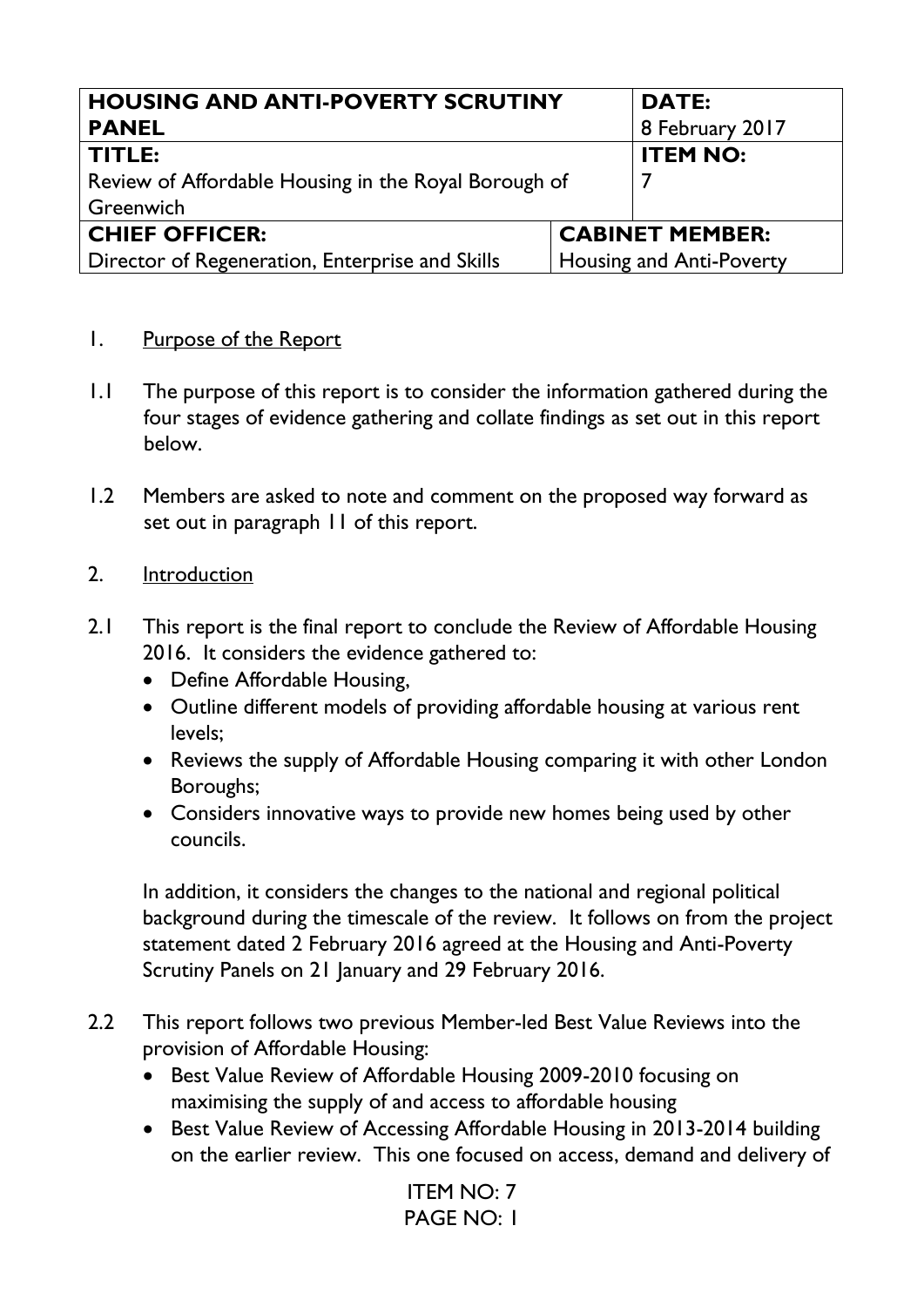| HOUSING AND ANTI-POVERTY SCRUTINY PANEL | | DATE: 8 February 2017 |
|---|---|---|
| **TITLE:** Review of Affordable Housing in the Royal Borough of Greenwich | | **ITEM NO:** 7 |
| **CHIEF OFFICER:** Director of Regeneration, Enterprise and Skills | **CABINET MEMBER:** Housing and Anti-Poverty | |

1. Purpose of the Report

1.1 The purpose of this report is to consider the information gathered during the four stages of evidence gathering and collate findings as set out in this report below.

1.2 Members are asked to note and comment on the proposed way forward as set out in paragraph 11 of this report.

2. Introduction

2.1 This report is the final report to conclude the Review of Affordable Housing 2016. It considers the evidence gathered to:

- Define Affordable Housing,
- Outline different models of providing affordable housing at various rent levels;
- Reviews the supply of Affordable Housing comparing it with other London Boroughs;
- Considers innovative ways to provide new homes being used by other councils.

In addition, it considers the changes to the national and regional political background during the timescale of the review. It follows on from the project statement dated 2 February 2016 agreed at the Housing and Anti-Poverty Scrutiny Panels on 21 January and 29 February 2016.

2.2 This report follows two previous Member-led Best Value Reviews into the provision of Affordable Housing:

- Best Value Review of Affordable Housing 2009-2010 focusing on maximising the supply of and access to affordable housing
- Best Value Review of Accessing Affordable Housing in 2013-2014 building on the earlier review. This one focused on access, demand and delivery of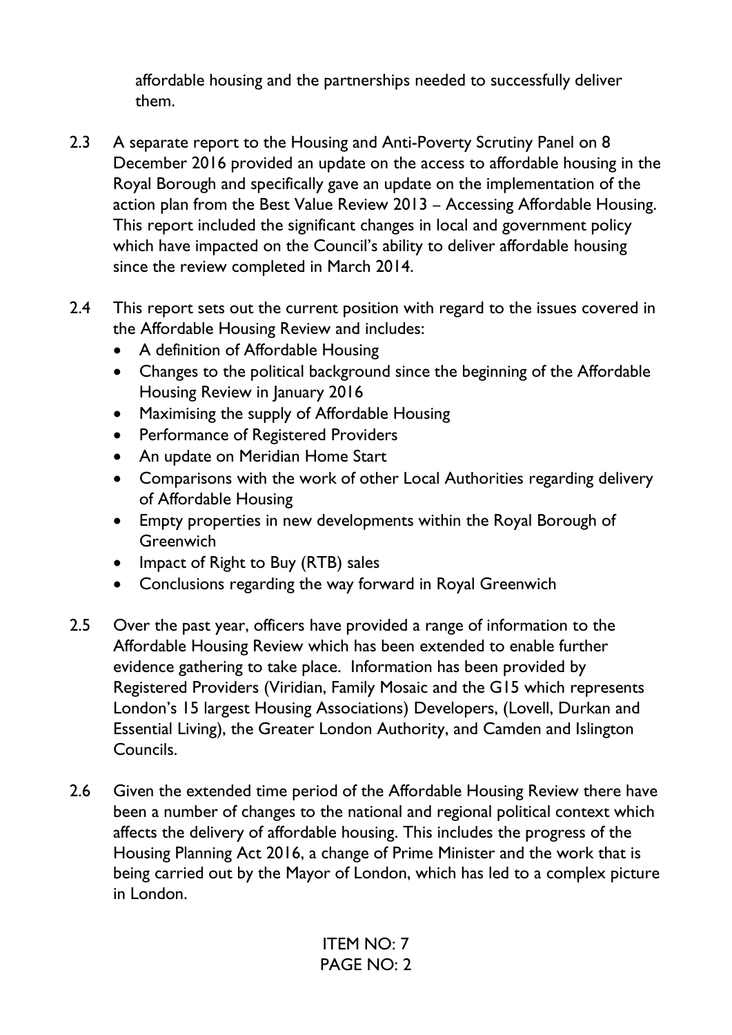affordable housing and the partnerships needed to successfully deliver them.

2.3 A separate report to the Housing and Anti-Poverty Scrutiny Panel on 8 December 2016 provided an update on the access to affordable housing in the Royal Borough and specifically gave an update on the implementation of the action plan from the Best Value Review 2013 – Accessing Affordable Housing. This report included the significant changes in local and government policy which have impacted on the Council's ability to deliver affordable housing since the review completed in March 2014.

2.4 This report sets out the current position with regard to the issues covered in the Affordable Housing Review and includes:

- A definition of Affordable Housing
- Changes to the political background since the beginning of the Affordable Housing Review in January 2016
- Maximising the supply of Affordable Housing
- Performance of Registered Providers
- An update on Meridian Home Start
- Comparisons with the work of other Local Authorities regarding delivery of Affordable Housing
- Empty properties in new developments within the Royal Borough of Greenwich
- Impact of Right to Buy (RTB) sales
- Conclusions regarding the way forward in Royal Greenwich

2.5 Over the past year, officers have provided a range of information to the Affordable Housing Review which has been extended to enable further evidence gathering to take place. Information has been provided by Registered Providers (Viridian, Family Mosaic and the G15 which represents London's 15 largest Housing Associations) Developers, (Lovell, Durkan and Essential Living), the Greater London Authority, and Camden and Islington Councils.

2.6 Given the extended time period of the Affordable Housing Review there have been a number of changes to the national and regional political context which affects the delivery of affordable housing. This includes the progress of the Housing Planning Act 2016, a change of Prime Minister and the work that is being carried out by the Mayor of London, which has led to a complex picture in London.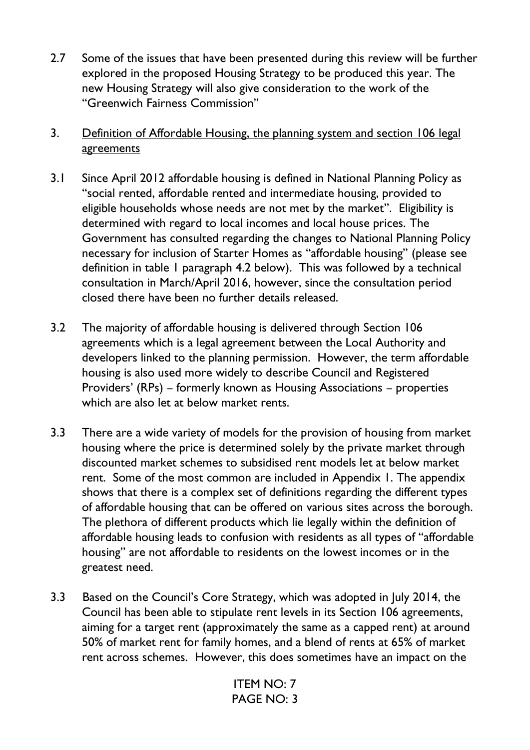2.7 Some of the issues that have been presented during this review will be further explored in the proposed Housing Strategy to be produced this year. The new Housing Strategy will also give consideration to the work of the "Greenwich Fairness Commission"

3. <u>Definition of Affordable Housing, the planning system and section 106 legal agreements</u>

3.1 Since April 2012 affordable housing is defined in National Planning Policy as "social rented, affordable rented and intermediate housing, provided to eligible households whose needs are not met by the market". Eligibility is determined with regard to local incomes and local house prices. The Government has consulted regarding the changes to National Planning Policy necessary for inclusion of Starter Homes as "affordable housing" (please see definition in table 1 paragraph 4.2 below). This was followed by a technical consultation in March/April 2016, however, since the consultation period closed there have been no further details released.

3.2 The majority of affordable housing is delivered through Section 106 agreements which is a legal agreement between the Local Authority and developers linked to the planning permission. However, the term affordable housing is also used more widely to describe Council and Registered Providers' (RPs) – formerly known as Housing Associations – properties which are also let at below market rents.

3.3 There are a wide variety of models for the provision of housing from market housing where the price is determined solely by the private market through discounted market schemes to subsidised rent models let at below market rent. Some of the most common are included in Appendix 1. The appendix shows that there is a complex set of definitions regarding the different types of affordable housing that can be offered on various sites across the borough. The plethora of different products which lie legally within the definition of affordable housing leads to confusion with residents as all types of "affordable housing" are not affordable to residents on the lowest incomes or in the greatest need.

3.3 Based on the Council's Core Strategy, which was adopted in July 2014, the Council has been able to stipulate rent levels in its Section 106 agreements, aiming for a target rent (approximately the same as a capped rent) at around 50% of market rent for family homes, and a blend of rents at 65% of market rent across schemes. However, this does sometimes have an impact on the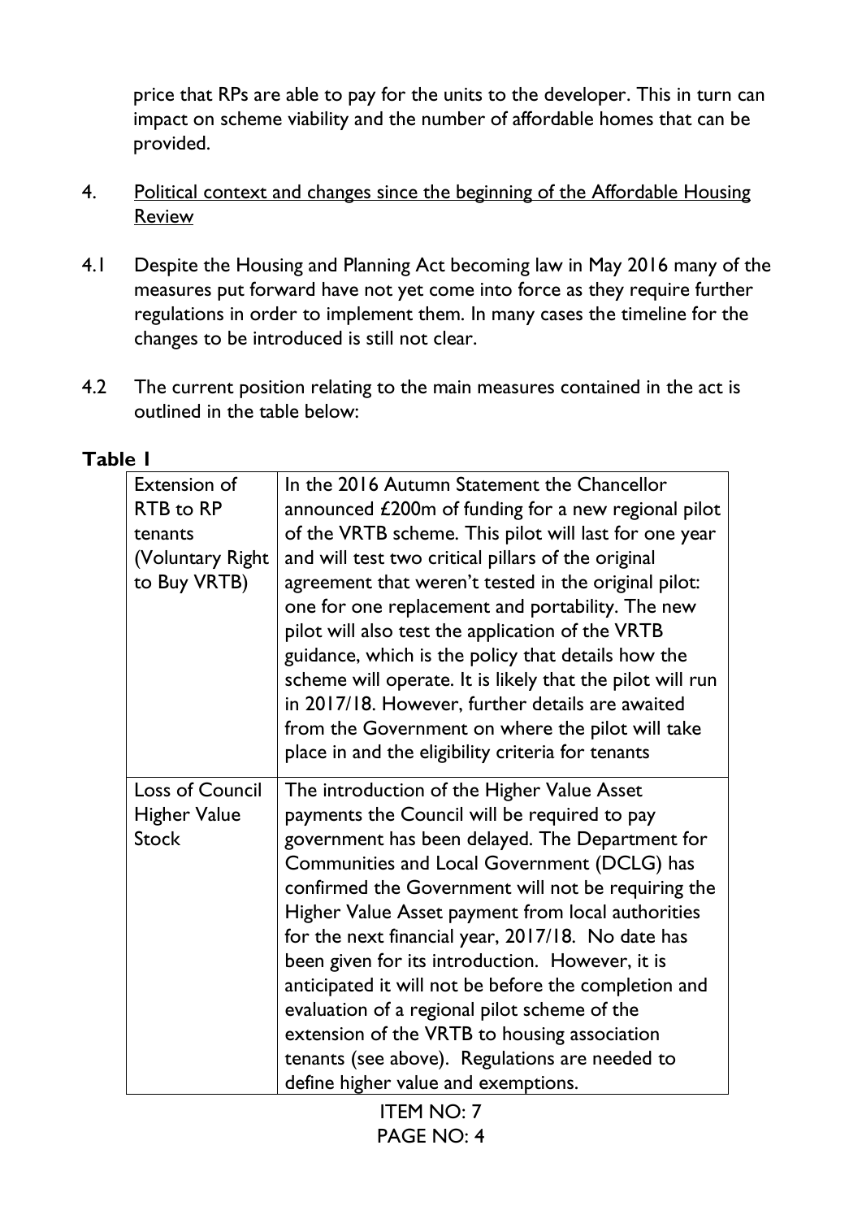price that RPs are able to pay for the units to the developer. This in turn can impact on scheme viability and the number of affordable homes that can be provided.

4. Political context and changes since the beginning of the Affordable Housing Review

4.1 Despite the Housing and Planning Act becoming law in May 2016 many of the measures put forward have not yet come into force as they require further regulations in order to implement them. In many cases the timeline for the changes to be introduced is still not clear.

4.2 The current position relating to the main measures contained in the act is outlined in the table below:

**Table 1**

| | |
|---|---|
| Extension of RTB to RP tenants (Voluntary Right to Buy VRTB) | In the 2016 Autumn Statement the Chancellor announced £200m of funding for a new regional pilot of the VRTB scheme. This pilot will last for one year and will test two critical pillars of the original agreement that weren't tested in the original pilot: one for one replacement and portability. The new pilot will also test the application of the VRTB guidance, which is the policy that details how the scheme will operate. It is likely that the pilot will run in 2017/18. However, further details are awaited from the Government on where the pilot will take place in and the eligibility criteria for tenants |
| Loss of Council Higher Value Stock | The introduction of the Higher Value Asset payments the Council will be required to pay government has been delayed. The Department for Communities and Local Government (DCLG) has confirmed the Government will not be requiring the Higher Value Asset payment from local authorities for the next financial year, 2017/18. No date has been given for its introduction. However, it is anticipated it will not be before the completion and evaluation of a regional pilot scheme of the extension of the VRTB to housing association tenants (see above). Regulations are needed to define higher value and exemptions. |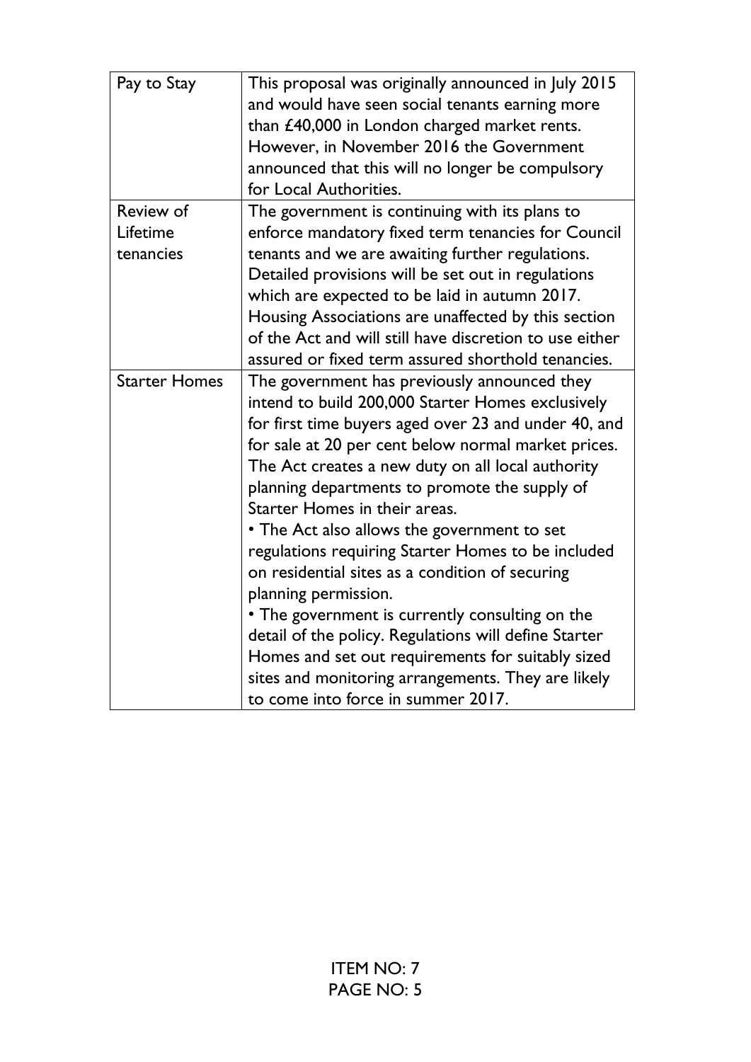| | |
|---|---|
| Pay to Stay | This proposal was originally announced in July 2015 and would have seen social tenants earning more than £40,000 in London charged market rents. However, in November 2016 the Government announced that this will no longer be compulsory for Local Authorities. |
| Review of Lifetime tenancies | The government is continuing with its plans to enforce mandatory fixed term tenancies for Council tenants and we are awaiting further regulations. Detailed provisions will be set out in regulations which are expected to be laid in autumn 2017. Housing Associations are unaffected by this section of the Act and will still have discretion to use either assured or fixed term assured shorthold tenancies. |
| Starter Homes | The government has previously announced they intend to build 200,000 Starter Homes exclusively for first time buyers aged over 23 and under 40, and for sale at 20 per cent below normal market prices. The Act creates a new duty on all local authority planning departments to promote the supply of Starter Homes in their areas.<br>• The Act also allows the government to set regulations requiring Starter Homes to be included on residential sites as a condition of securing planning permission.<br>• The government is currently consulting on the detail of the policy. Regulations will define Starter Homes and set out requirements for suitably sized sites and monitoring arrangements. They are likely to come into force in summer 2017. |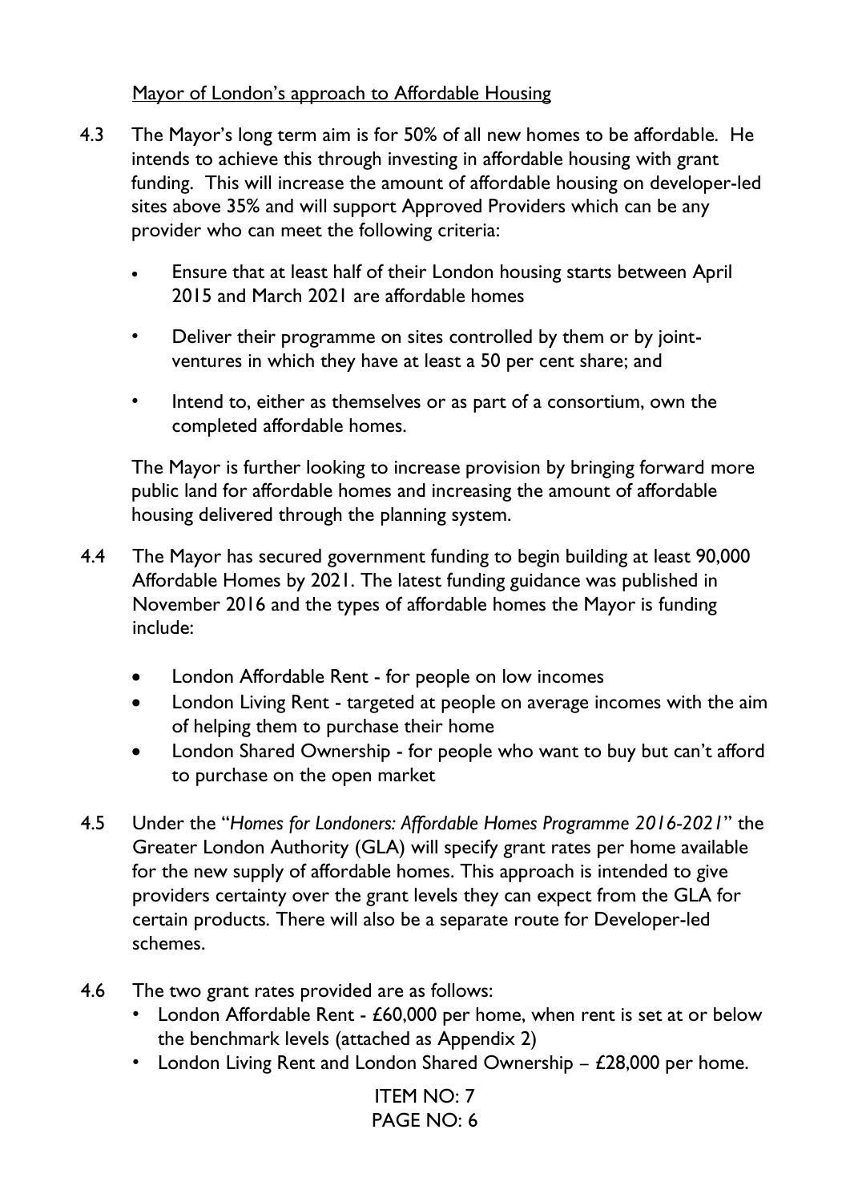Mayor of London's approach to Affordable Housing

4.3 The Mayor's long term aim is for 50% of all new homes to be affordable. He intends to achieve this through investing in affordable housing with grant funding. This will increase the amount of affordable housing on developer-led sites above 35% and will support Approved Providers which can be any provider who can meet the following criteria:

- Ensure that at least half of their London housing starts between April 2015 and March 2021 are affordable homes
- Deliver their programme on sites controlled by them or by joint-ventures in which they have at least a 50 per cent share; and
- Intend to, either as themselves or as part of a consortium, own the completed affordable homes.

The Mayor is further looking to increase provision by bringing forward more public land for affordable homes and increasing the amount of affordable housing delivered through the planning system.

4.4 The Mayor has secured government funding to begin building at least 90,000 Affordable Homes by 2021. The latest funding guidance was published in November 2016 and the types of affordable homes the Mayor is funding include:

- London Affordable Rent - for people on low incomes
- London Living Rent - targeted at people on average incomes with the aim of helping them to purchase their home
- London Shared Ownership - for people who want to buy but can't afford to purchase on the open market

4.5 Under the "*Homes for Londoners: Affordable Homes Programme 2016-2021*" the Greater London Authority (GLA) will specify grant rates per home available for the new supply of affordable homes. This approach is intended to give providers certainty over the grant levels they can expect from the GLA for certain products. There will also be a separate route for Developer-led schemes.

4.6 The two grant rates provided are as follows:

- London Affordable Rent - £60,000 per home, when rent is set at or below the benchmark levels (attached as Appendix 2)
- London Living Rent and London Shared Ownership – £28,000 per home.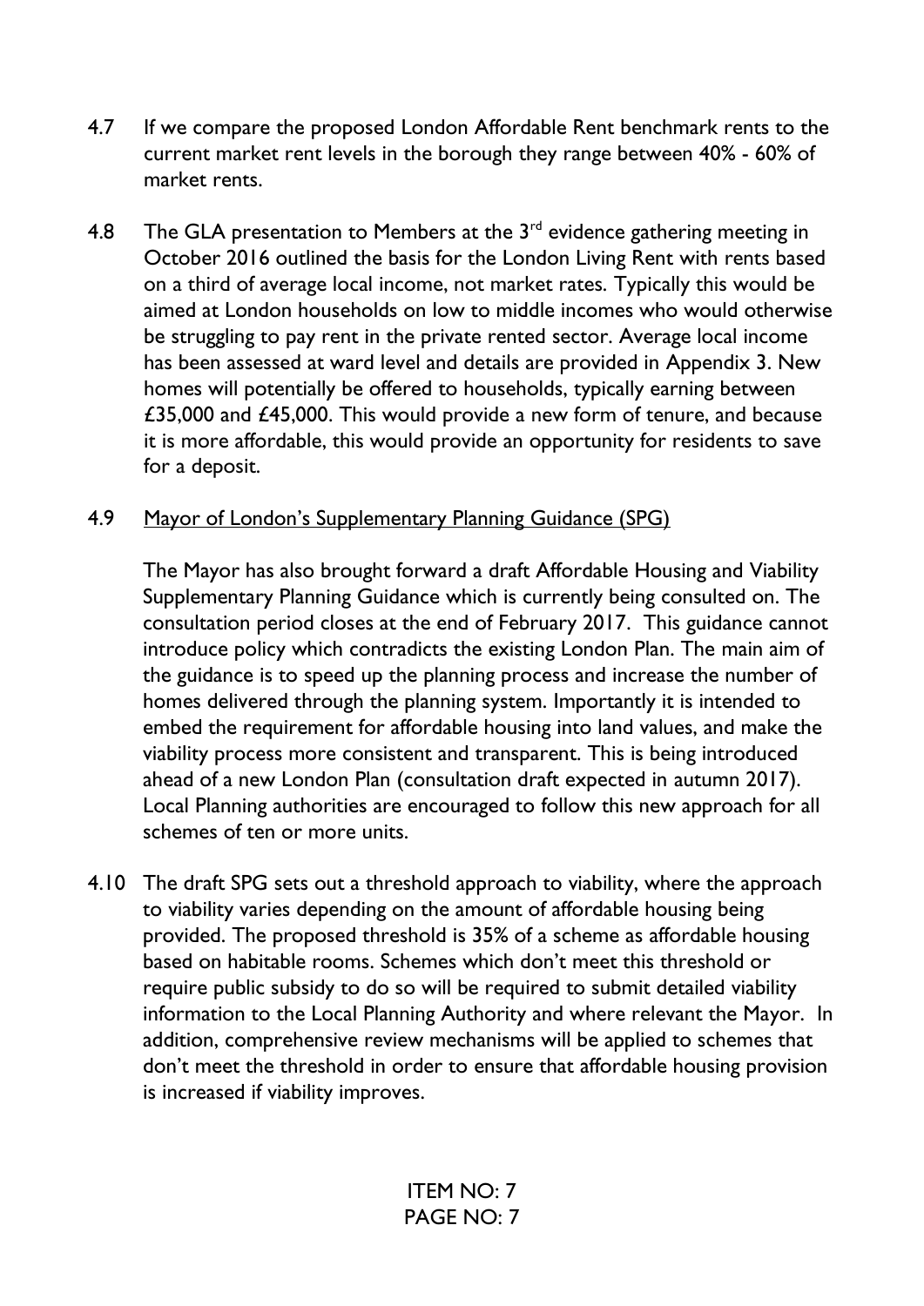4.7 If we compare the proposed London Affordable Rent benchmark rents to the current market rent levels in the borough they range between 40% - 60% of market rents.

4.8 The GLA presentation to Members at the 3rd evidence gathering meeting in October 2016 outlined the basis for the London Living Rent with rents based on a third of average local income, not market rates. Typically this would be aimed at London households on low to middle incomes who would otherwise be struggling to pay rent in the private rented sector. Average local income has been assessed at ward level and details are provided in Appendix 3. New homes will potentially be offered to households, typically earning between £35,000 and £45,000. This would provide a new form of tenure, and because it is more affordable, this would provide an opportunity for residents to save for a deposit.

4.9 <u>Mayor of London's Supplementary Planning Guidance (SPG)</u>

The Mayor has also brought forward a draft Affordable Housing and Viability Supplementary Planning Guidance which is currently being consulted on. The consultation period closes at the end of February 2017. This guidance cannot introduce policy which contradicts the existing London Plan. The main aim of the guidance is to speed up the planning process and increase the number of homes delivered through the planning system. Importantly it is intended to embed the requirement for affordable housing into land values, and make the viability process more consistent and transparent. This is being introduced ahead of a new London Plan (consultation draft expected in autumn 2017). Local Planning authorities are encouraged to follow this new approach for all schemes of ten or more units.

4.10 The draft SPG sets out a threshold approach to viability, where the approach to viability varies depending on the amount of affordable housing being provided. The proposed threshold is 35% of a scheme as affordable housing based on habitable rooms. Schemes which don't meet this threshold or require public subsidy to do so will be required to submit detailed viability information to the Local Planning Authority and where relevant the Mayor. In addition, comprehensive review mechanisms will be applied to schemes that don't meet the threshold in order to ensure that affordable housing provision is increased if viability improves.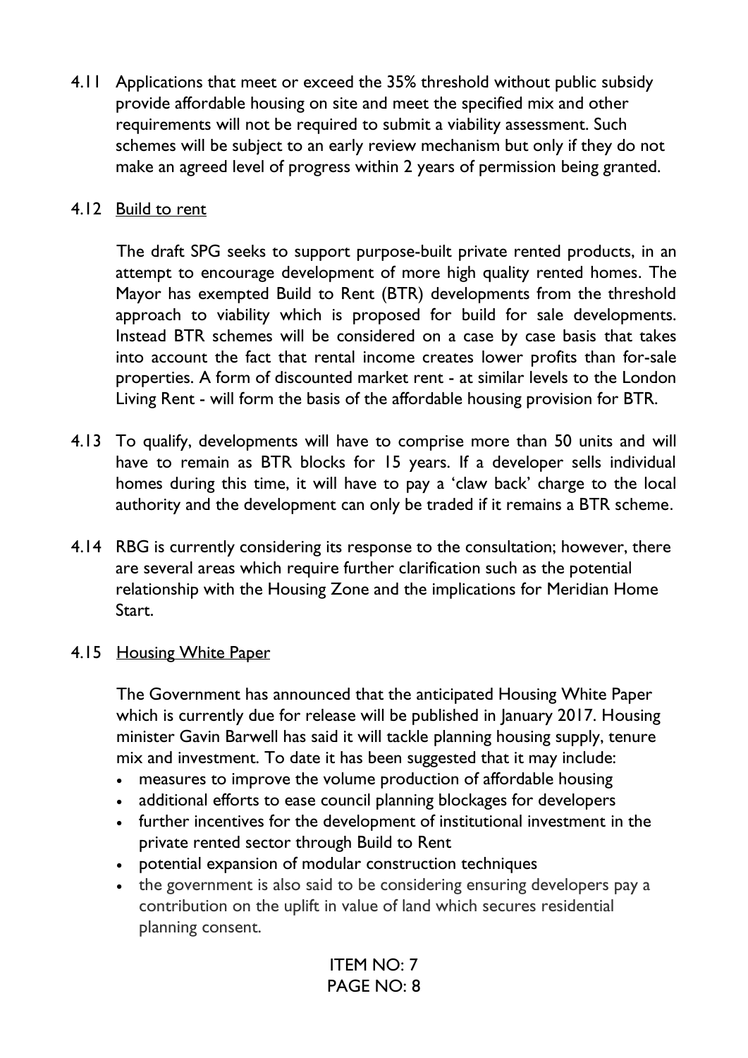4.11 Applications that meet or exceed the 35% threshold without public subsidy provide affordable housing on site and meet the specified mix and other requirements will not be required to submit a viability assessment. Such schemes will be subject to an early review mechanism but only if they do not make an agreed level of progress within 2 years of permission being granted.

4.12 Build to rent

The draft SPG seeks to support purpose-built private rented products, in an attempt to encourage development of more high quality rented homes. The Mayor has exempted Build to Rent (BTR) developments from the threshold approach to viability which is proposed for build for sale developments. Instead BTR schemes will be considered on a case by case basis that takes into account the fact that rental income creates lower profits than for-sale properties. A form of discounted market rent - at similar levels to the London Living Rent - will form the basis of the affordable housing provision for BTR.

4.13 To qualify, developments will have to comprise more than 50 units and will have to remain as BTR blocks for 15 years. If a developer sells individual homes during this time, it will have to pay a 'claw back' charge to the local authority and the development can only be traded if it remains a BTR scheme.

4.14 RBG is currently considering its response to the consultation; however, there are several areas which require further clarification such as the potential relationship with the Housing Zone and the implications for Meridian Home Start.

4.15 Housing White Paper

The Government has announced that the anticipated Housing White Paper which is currently due for release will be published in January 2017. Housing minister Gavin Barwell has said it will tackle planning housing supply, tenure mix and investment. To date it has been suggested that it may include:

- measures to improve the volume production of affordable housing
- additional efforts to ease council planning blockages for developers
- further incentives for the development of institutional investment in the private rented sector through Build to Rent
- potential expansion of modular construction techniques
- the government is also said to be considering ensuring developers pay a contribution on the uplift in value of land which secures residential planning consent.

ITEM NO: 7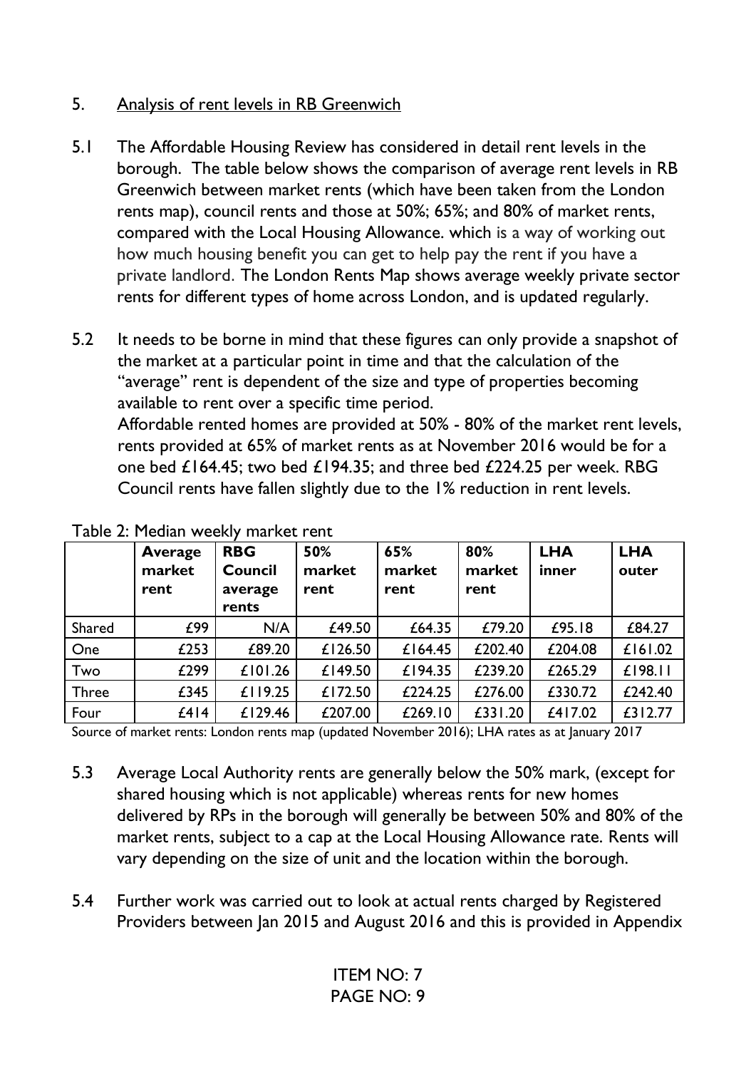## 5. Analysis of rent levels in RB Greenwich

5.1 The Affordable Housing Review has considered in detail rent levels in the borough. The table below shows the comparison of average rent levels in RB Greenwich between market rents (which have been taken from the London rents map), council rents and those at 50%; 65%; and 80% of market rents, compared with the Local Housing Allowance. which is a way of working out how much housing benefit you can get to help pay the rent if you have a private landlord. The London Rents Map shows average weekly private sector rents for different types of home across London, and is updated regularly.

5.2 It needs to be borne in mind that these figures can only provide a snapshot of the market at a particular point in time and that the calculation of the "average" rent is dependent of the size and type of properties becoming available to rent over a specific time period.
Affordable rented homes are provided at 50% - 80% of the market rent levels, rents provided at 65% of market rents as at November 2016 would be for a one bed £164.45; two bed £194.35; and three bed £224.25 per week. RBG Council rents have fallen slightly due to the 1% reduction in rent levels.

Table 2: Median weekly market rent

| | **Average market rent** | **RBG Council average rents** | **50% market rent** | **65% market rent** | **80% market rent** | **LHA inner** | **LHA outer** |
|---|---|---|---|---|---|---|---|
| Shared | £99 | N/A | £49.50 | £64.35 | £79.20 | £95.18 | £84.27 |
| One | £253 | £89.20 | £126.50 | £164.45 | £202.40 | £204.08 | £161.02 |
| Two | £299 | £101.26 | £149.50 | £194.35 | £239.20 | £265.29 | £198.11 |
| Three | £345 | £119.25 | £172.50 | £224.25 | £276.00 | £330.72 | £242.40 |
| Four | £414 | £129.46 | £207.00 | £269.10 | £331.20 | £417.02 | £312.77 |

Source of market rents: London rents map (updated November 2016); LHA rates as at January 2017

5.3 Average Local Authority rents are generally below the 50% mark, (except for shared housing which is not applicable) whereas rents for new homes delivered by RPs in the borough will generally be between 50% and 80% of the market rents, subject to a cap at the Local Housing Allowance rate. Rents will vary depending on the size of unit and the location within the borough.

5.4 Further work was carried out to look at actual rents charged by Registered Providers between Jan 2015 and August 2016 and this is provided in Appendix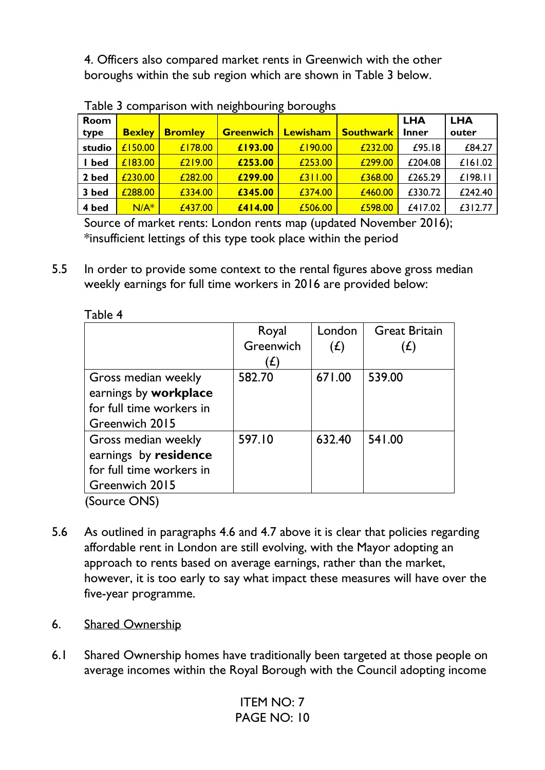4. Officers also compared market rents in Greenwich with the other boroughs within the sub region which are shown in Table 3 below.

Table 3 comparison with neighbouring boroughs

| Room type | Bexley | Bromley | Greenwich | Lewisham | Southwark | LHA Inner | LHA outer |
|---|---|---|---|---|---|---|---|
| studio | £150.00 | £178.00 | **£193.00** | £190.00 | £232.00 | £95.18 | £84.27 |
| 1 bed | £183.00 | £219.00 | **£253.00** | £253.00 | £299.00 | £204.08 | £161.02 |
| 2 bed | £230.00 | £282.00 | **£299.00** | £311.00 | £368.00 | £265.29 | £198.11 |
| 3 bed | £288.00 | £334.00 | **£345.00** | £374.00 | £460.00 | £330.72 | £242.40 |
| 4 bed | N/A* | £437.00 | **£414.00** | £506.00 | £598.00 | £417.02 | £312.77 |

Source of market rents: London rents map (updated November 2016); *insufficient lettings of this type took place within the period

5.5 In order to provide some context to the rental figures above gross median weekly earnings for full time workers in 2016 are provided below:

Table 4

| | Royal Greenwich (£) | London (£) | Great Britain (£) |
|---|---|---|---|
| Gross median weekly earnings by **workplace** for full time workers in Greenwich 2015 | 582.70 | 671.00 | 539.00 |
| Gross median weekly earnings by **residence** for full time workers in Greenwich 2015 | 597.10 | 632.40 | 541.00 |

(Source ONS)

5.6 As outlined in paragraphs 4.6 and 4.7 above it is clear that policies regarding affordable rent in London are still evolving, with the Mayor adopting an approach to rents based on average earnings, rather than the market, however, it is too early to say what impact these measures will have over the five-year programme.

6. Shared Ownership

6.1 Shared Ownership homes have traditionally been targeted at those people on average incomes within the Royal Borough with the Council adopting income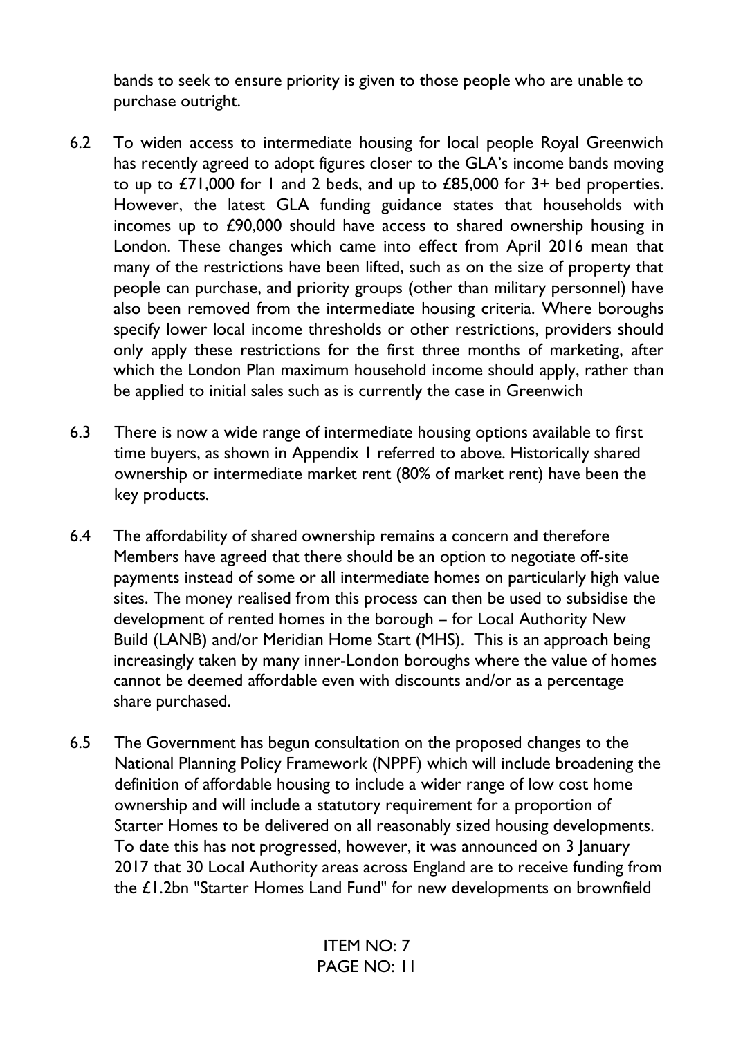bands to seek to ensure priority is given to those people who are unable to purchase outright.

6.2 To widen access to intermediate housing for local people Royal Greenwich has recently agreed to adopt figures closer to the GLA's income bands moving to up to £71,000 for 1 and 2 beds, and up to £85,000 for 3+ bed properties. However, the latest GLA funding guidance states that households with incomes up to £90,000 should have access to shared ownership housing in London. These changes which came into effect from April 2016 mean that many of the restrictions have been lifted, such as on the size of property that people can purchase, and priority groups (other than military personnel) have also been removed from the intermediate housing criteria. Where boroughs specify lower local income thresholds or other restrictions, providers should only apply these restrictions for the first three months of marketing, after which the London Plan maximum household income should apply, rather than be applied to initial sales such as is currently the case in Greenwich

6.3 There is now a wide range of intermediate housing options available to first time buyers, as shown in Appendix 1 referred to above. Historically shared ownership or intermediate market rent (80% of market rent) have been the key products.

6.4 The affordability of shared ownership remains a concern and therefore Members have agreed that there should be an option to negotiate off-site payments instead of some or all intermediate homes on particularly high value sites. The money realised from this process can then be used to subsidise the development of rented homes in the borough – for Local Authority New Build (LANB) and/or Meridian Home Start (MHS). This is an approach being increasingly taken by many inner-London boroughs where the value of homes cannot be deemed affordable even with discounts and/or as a percentage share purchased.

6.5 The Government has begun consultation on the proposed changes to the National Planning Policy Framework (NPPF) which will include broadening the definition of affordable housing to include a wider range of low cost home ownership and will include a statutory requirement for a proportion of Starter Homes to be delivered on all reasonably sized housing developments. To date this has not progressed, however, it was announced on 3 January 2017 that 30 Local Authority areas across England are to receive funding from the £1.2bn "Starter Homes Land Fund" for new developments on brownfield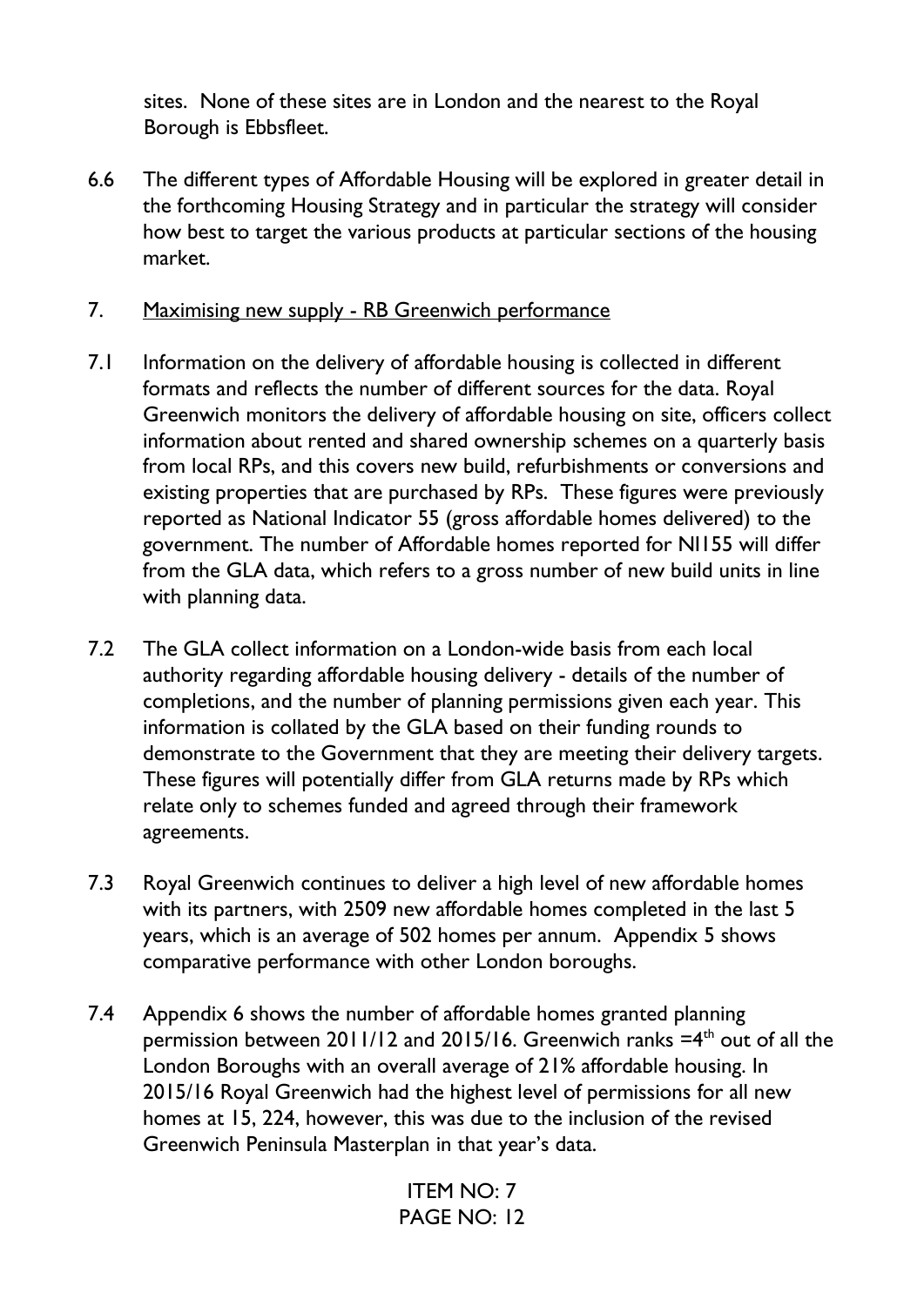sites. None of these sites are in London and the nearest to the Royal Borough is Ebbsfleet.

6.6 The different types of Affordable Housing will be explored in greater detail in the forthcoming Housing Strategy and in particular the strategy will consider how best to target the various products at particular sections of the housing market.

## 7. Maximising new supply - RB Greenwich performance

7.1 Information on the delivery of affordable housing is collected in different formats and reflects the number of different sources for the data. Royal Greenwich monitors the delivery of affordable housing on site, officers collect information about rented and shared ownership schemes on a quarterly basis from local RPs, and this covers new build, refurbishments or conversions and existing properties that are purchased by RPs. These figures were previously reported as National Indicator 55 (gross affordable homes delivered) to the government. The number of Affordable homes reported for NI155 will differ from the GLA data, which refers to a gross number of new build units in line with planning data.

7.2 The GLA collect information on a London-wide basis from each local authority regarding affordable housing delivery - details of the number of completions, and the number of planning permissions given each year. This information is collated by the GLA based on their funding rounds to demonstrate to the Government that they are meeting their delivery targets. These figures will potentially differ from GLA returns made by RPs which relate only to schemes funded and agreed through their framework agreements.

7.3 Royal Greenwich continues to deliver a high level of new affordable homes with its partners, with 2509 new affordable homes completed in the last 5 years, which is an average of 502 homes per annum. Appendix 5 shows comparative performance with other London boroughs.

7.4 Appendix 6 shows the number of affordable homes granted planning permission between 2011/12 and 2015/16. Greenwich ranks =4th out of all the London Boroughs with an overall average of 21% affordable housing. In 2015/16 Royal Greenwich had the highest level of permissions for all new homes at 15, 224, however, this was due to the inclusion of the revised Greenwich Peninsula Masterplan in that year's data.

ITEM NO: 7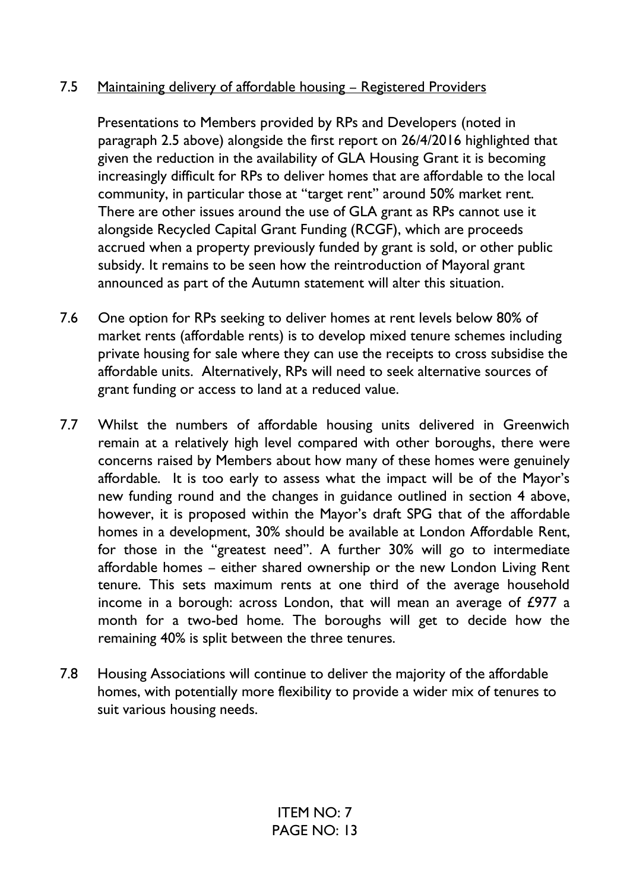7.5 Maintaining delivery of affordable housing – Registered Providers

Presentations to Members provided by RPs and Developers (noted in paragraph 2.5 above) alongside the first report on 26/4/2016 highlighted that given the reduction in the availability of GLA Housing Grant it is becoming increasingly difficult for RPs to deliver homes that are affordable to the local community, in particular those at "target rent" around 50% market rent. There are other issues around the use of GLA grant as RPs cannot use it alongside Recycled Capital Grant Funding (RCGF), which are proceeds accrued when a property previously funded by grant is sold, or other public subsidy. It remains to be seen how the reintroduction of Mayoral grant announced as part of the Autumn statement will alter this situation.

7.6 One option for RPs seeking to deliver homes at rent levels below 80% of market rents (affordable rents) is to develop mixed tenure schemes including private housing for sale where they can use the receipts to cross subsidise the affordable units. Alternatively, RPs will need to seek alternative sources of grant funding or access to land at a reduced value.

7.7 Whilst the numbers of affordable housing units delivered in Greenwich remain at a relatively high level compared with other boroughs, there were concerns raised by Members about how many of these homes were genuinely affordable. It is too early to assess what the impact will be of the Mayor's new funding round and the changes in guidance outlined in section 4 above, however, it is proposed within the Mayor's draft SPG that of the affordable homes in a development, 30% should be available at London Affordable Rent, for those in the "greatest need". A further 30% will go to intermediate affordable homes – either shared ownership or the new London Living Rent tenure. This sets maximum rents at one third of the average household income in a borough: across London, that will mean an average of £977 a month for a two-bed home. The boroughs will get to decide how the remaining 40% is split between the three tenures.

7.8 Housing Associations will continue to deliver the majority of the affordable homes, with potentially more flexibility to provide a wider mix of tenures to suit various housing needs.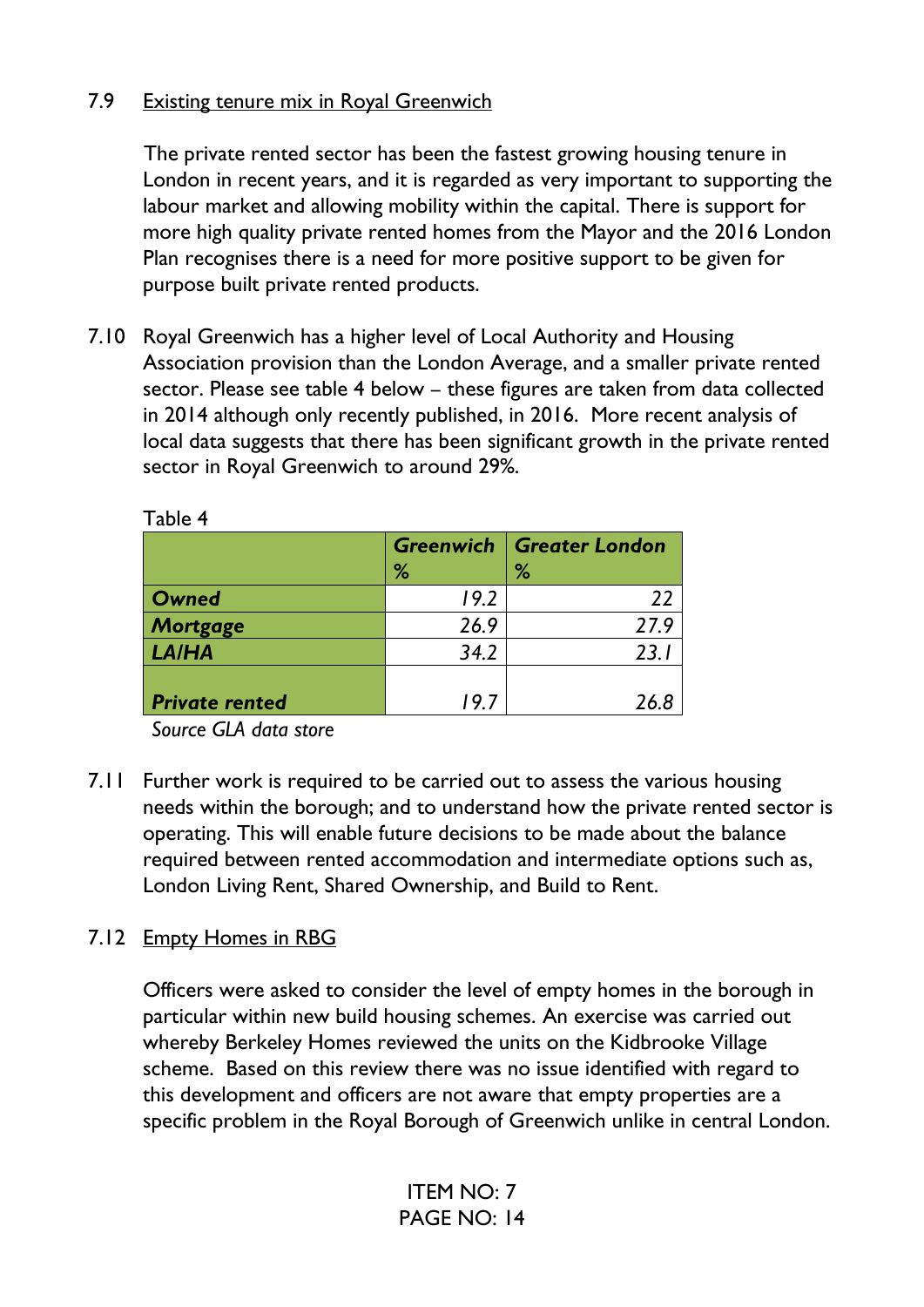7.9 Existing tenure mix in Royal Greenwich

The private rented sector has been the fastest growing housing tenure in London in recent years, and it is regarded as very important to supporting the labour market and allowing mobility within the capital. There is support for more high quality private rented homes from the Mayor and the 2016 London Plan recognises there is a need for more positive support to be given for purpose built private rented products.

7.10 Royal Greenwich has a higher level of Local Authority and Housing Association provision than the London Average, and a smaller private rented sector. Please see table 4 below – these figures are taken from data collected in 2014 although only recently published, in 2016. More recent analysis of local data suggests that there has been significant growth in the private rented sector in Royal Greenwich to around 29%.

Table 4

| | ***Greenwich*** % | ***Greater London*** % |
|---|---|---|
| ***Owned*** | *19.2* | *22* |
| ***Mortgage*** | *26.9* | *27.9* |
| ***LA/HA*** | *34.2* | *23.1* |
| ***Private rented*** | *19.7* | *26.8* |

*Source GLA data store*

7.11 Further work is required to be carried out to assess the various housing needs within the borough; and to understand how the private rented sector is operating. This will enable future decisions to be made about the balance required between rented accommodation and intermediate options such as, London Living Rent, Shared Ownership, and Build to Rent.

7.12 Empty Homes in RBG

Officers were asked to consider the level of empty homes in the borough in particular within new build housing schemes. An exercise was carried out whereby Berkeley Homes reviewed the units on the Kidbrooke Village scheme. Based on this review there was no issue identified with regard to this development and officers are not aware that empty properties are a specific problem in the Royal Borough of Greenwich unlike in central London.

ITEM NO: 7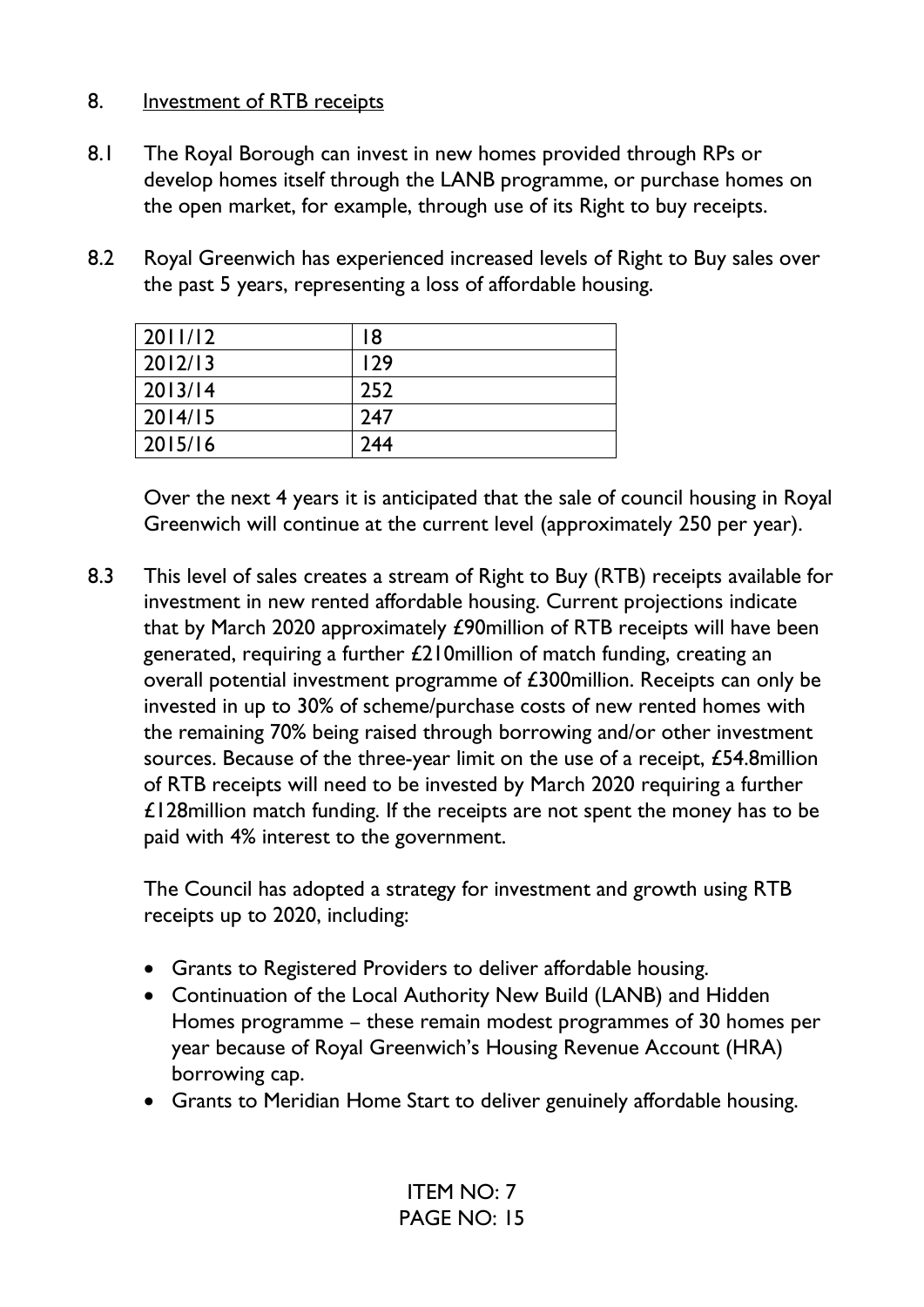8. <u>Investment of RTB receipts</u>

8.1 The Royal Borough can invest in new homes provided through RPs or develop homes itself through the LANB programme, or purchase homes on the open market, for example, through use of its Right to buy receipts.

8.2 Royal Greenwich has experienced increased levels of Right to Buy sales over the past 5 years, representing a loss of affordable housing.

| 2011/12 | 18 |
|---|---|
| 2012/13 | 129 |
| 2013/14 | 252 |
| 2014/15 | 247 |
| 2015/16 | 244 |

Over the next 4 years it is anticipated that the sale of council housing in Royal Greenwich will continue at the current level (approximately 250 per year).

8.3 This level of sales creates a stream of Right to Buy (RTB) receipts available for investment in new rented affordable housing. Current projections indicate that by March 2020 approximately £90million of RTB receipts will have been generated, requiring a further £210million of match funding, creating an overall potential investment programme of £300million. Receipts can only be invested in up to 30% of scheme/purchase costs of new rented homes with the remaining 70% being raised through borrowing and/or other investment sources. Because of the three-year limit on the use of a receipt, £54.8million of RTB receipts will need to be invested by March 2020 requiring a further £128million match funding. If the receipts are not spent the money has to be paid with 4% interest to the government.

The Council has adopted a strategy for investment and growth using RTB receipts up to 2020, including:

- Grants to Registered Providers to deliver affordable housing.
- Continuation of the Local Authority New Build (LANB) and Hidden Homes programme – these remain modest programmes of 30 homes per year because of Royal Greenwich's Housing Revenue Account (HRA) borrowing cap.
- Grants to Meridian Home Start to deliver genuinely affordable housing.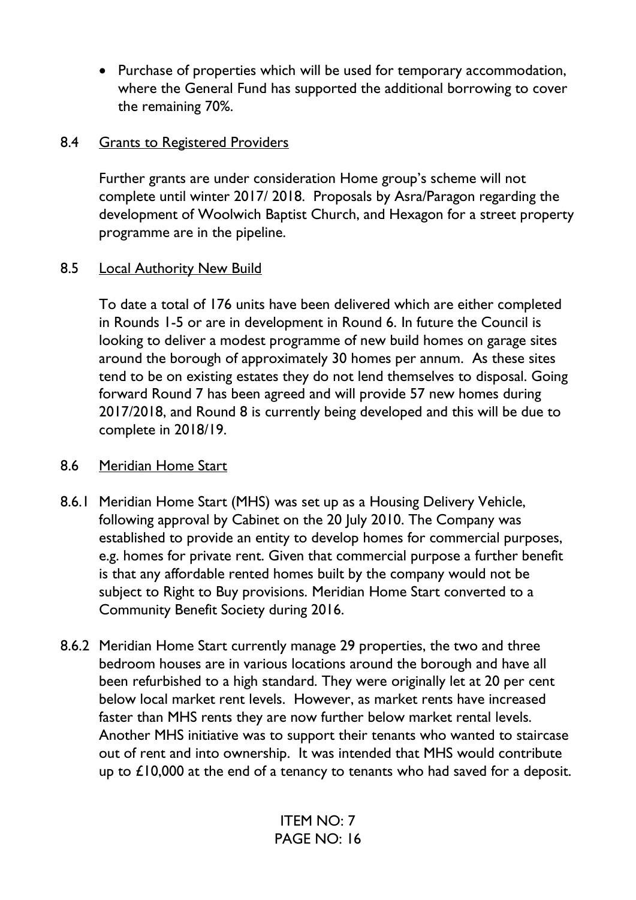- Purchase of properties which will be used for temporary accommodation, where the General Fund has supported the additional borrowing to cover the remaining 70%.

8.4 Grants to Registered Providers

Further grants are under consideration Home group's scheme will not complete until winter 2017/ 2018. Proposals by Asra/Paragon regarding the development of Woolwich Baptist Church, and Hexagon for a street property programme are in the pipeline.

8.5 Local Authority New Build

To date a total of 176 units have been delivered which are either completed in Rounds 1-5 or are in development in Round 6. In future the Council is looking to deliver a modest programme of new build homes on garage sites around the borough of approximately 30 homes per annum. As these sites tend to be on existing estates they do not lend themselves to disposal. Going forward Round 7 has been agreed and will provide 57 new homes during 2017/2018, and Round 8 is currently being developed and this will be due to complete in 2018/19.

8.6 Meridian Home Start

8.6.1 Meridian Home Start (MHS) was set up as a Housing Delivery Vehicle, following approval by Cabinet on the 20 July 2010. The Company was established to provide an entity to develop homes for commercial purposes, e.g. homes for private rent. Given that commercial purpose a further benefit is that any affordable rented homes built by the company would not be subject to Right to Buy provisions. Meridian Home Start converted to a Community Benefit Society during 2016.

8.6.2 Meridian Home Start currently manage 29 properties, the two and three bedroom houses are in various locations around the borough and have all been refurbished to a high standard. They were originally let at 20 per cent below local market rent levels. However, as market rents have increased faster than MHS rents they are now further below market rental levels. Another MHS initiative was to support their tenants who wanted to staircase out of rent and into ownership. It was intended that MHS would contribute up to £10,000 at the end of a tenancy to tenants who had saved for a deposit.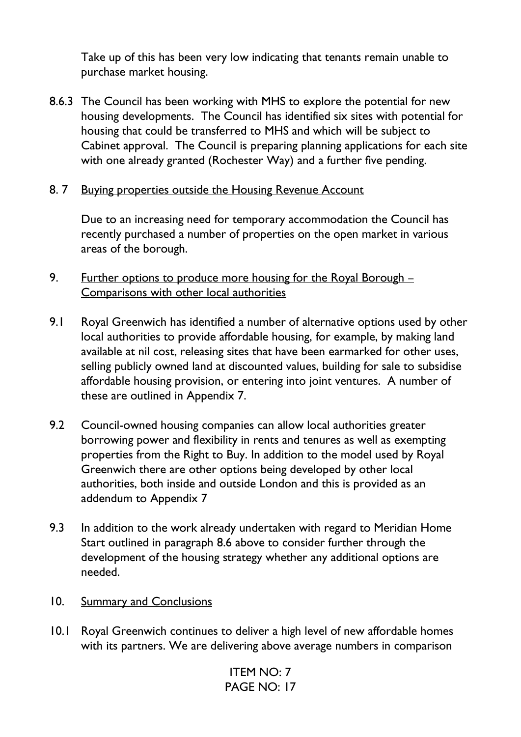Take up of this has been very low indicating that tenants remain unable to purchase market housing.

8.6.3 The Council has been working with MHS to explore the potential for new housing developments. The Council has identified six sites with potential for housing that could be transferred to MHS and which will be subject to Cabinet approval. The Council is preparing planning applications for each site with one already granted (Rochester Way) and a further five pending.

8. 7 Buying properties outside the Housing Revenue Account

Due to an increasing need for temporary accommodation the Council has recently purchased a number of properties on the open market in various areas of the borough.

9. Further options to produce more housing for the Royal Borough – Comparisons with other local authorities

9.1 Royal Greenwich has identified a number of alternative options used by other local authorities to provide affordable housing, for example, by making land available at nil cost, releasing sites that have been earmarked for other uses, selling publicly owned land at discounted values, building for sale to subsidise affordable housing provision, or entering into joint ventures. A number of these are outlined in Appendix 7.

9.2 Council-owned housing companies can allow local authorities greater borrowing power and flexibility in rents and tenures as well as exempting properties from the Right to Buy. In addition to the model used by Royal Greenwich there are other options being developed by other local authorities, both inside and outside London and this is provided as an addendum to Appendix 7

9.3 In addition to the work already undertaken with regard to Meridian Home Start outlined in paragraph 8.6 above to consider further through the development of the housing strategy whether any additional options are needed.

10. Summary and Conclusions

10.1 Royal Greenwich continues to deliver a high level of new affordable homes with its partners. We are delivering above average numbers in comparison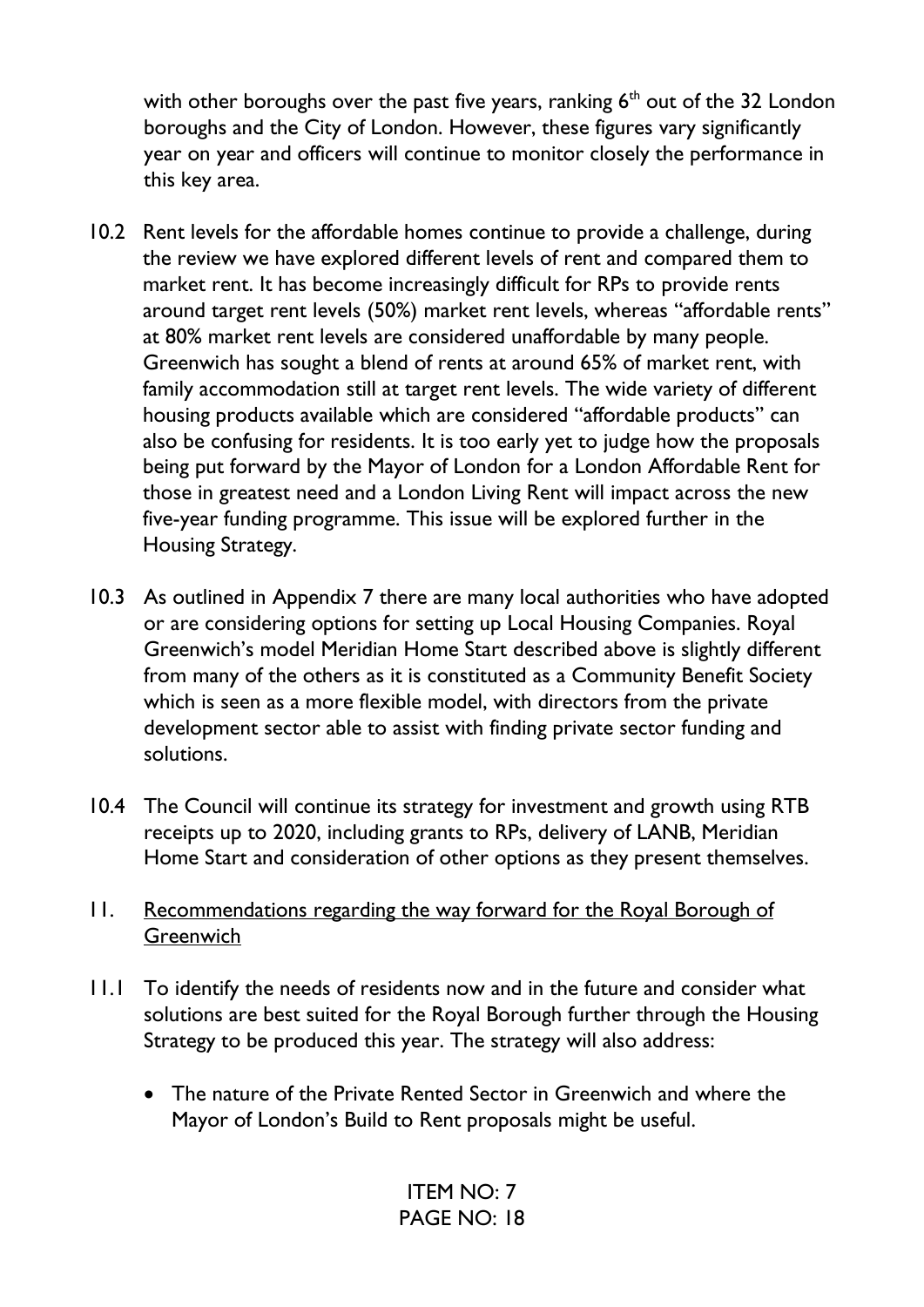with other boroughs over the past five years, ranking 6th out of the 32 London boroughs and the City of London. However, these figures vary significantly year on year and officers will continue to monitor closely the performance in this key area.

10.2 Rent levels for the affordable homes continue to provide a challenge, during the review we have explored different levels of rent and compared them to market rent. It has become increasingly difficult for RPs to provide rents around target rent levels (50%) market rent levels, whereas "affordable rents" at 80% market rent levels are considered unaffordable by many people. Greenwich has sought a blend of rents at around 65% of market rent, with family accommodation still at target rent levels. The wide variety of different housing products available which are considered "affordable products" can also be confusing for residents. It is too early yet to judge how the proposals being put forward by the Mayor of London for a London Affordable Rent for those in greatest need and a London Living Rent will impact across the new five-year funding programme. This issue will be explored further in the Housing Strategy.

10.3 As outlined in Appendix 7 there are many local authorities who have adopted or are considering options for setting up Local Housing Companies. Royal Greenwich's model Meridian Home Start described above is slightly different from many of the others as it is constituted as a Community Benefit Society which is seen as a more flexible model, with directors from the private development sector able to assist with finding private sector funding and solutions.

10.4 The Council will continue its strategy for investment and growth using RTB receipts up to 2020, including grants to RPs, delivery of LANB, Meridian Home Start and consideration of other options as they present themselves.

## 11. Recommendations regarding the way forward for the Royal Borough of Greenwich

11.1 To identify the needs of residents now and in the future and consider what solutions are best suited for the Royal Borough further through the Housing Strategy to be produced this year. The strategy will also address:

- The nature of the Private Rented Sector in Greenwich and where the Mayor of London's Build to Rent proposals might be useful.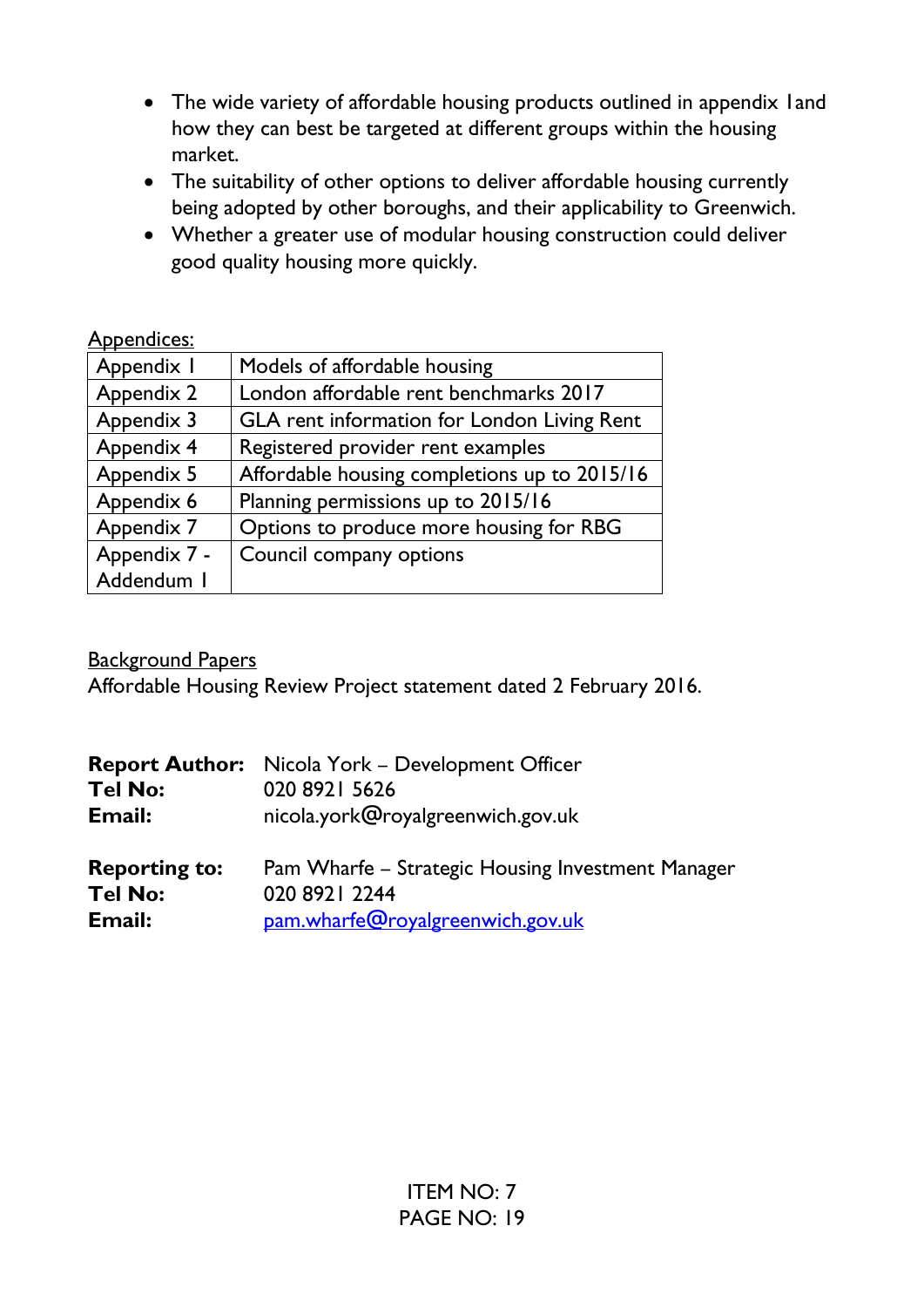- The wide variety of affordable housing products outlined in appendix 1and how they can best be targeted at different groups within the housing market.
- The suitability of other options to deliver affordable housing currently being adopted by other boroughs, and their applicability to Greenwich.
- Whether a greater use of modular housing construction could deliver good quality housing more quickly.

Appendices:

| | |
|---|---|
| Appendix 1 | Models of affordable housing |
| Appendix 2 | London affordable rent benchmarks 2017 |
| Appendix 3 | GLA rent information for London Living Rent |
| Appendix 4 | Registered provider rent examples |
| Appendix 5 | Affordable housing completions up to 2015/16 |
| Appendix 6 | Planning permissions up to 2015/16 |
| Appendix 7 | Options to produce more housing for RBG |
| Appendix 7 - Addendum 1 | Council company options |

Background Papers

Affordable Housing Review Project statement dated 2 February 2016.

**Report Author:** Nicola York – Development Officer
**Tel No:** 020 8921 5626
**Email:** nicola.york@royalgreenwich.gov.uk

**Reporting to:** Pam Wharfe – Strategic Housing Investment Manager
**Tel No:** 020 8921 2244
**Email:** pam.wharfe@royalgreenwich.gov.uk

ITEM NO: 7